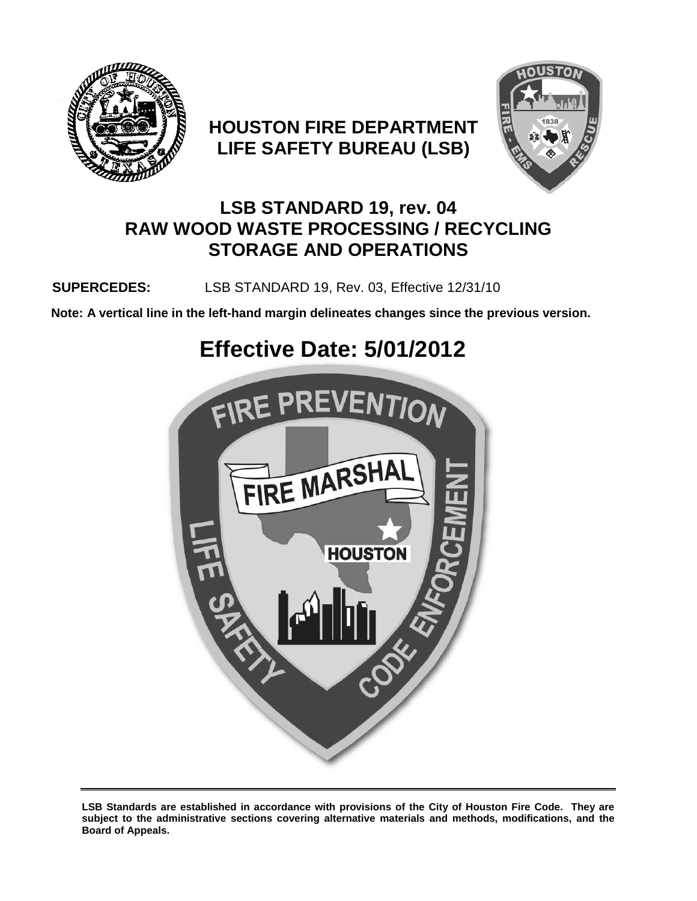# HOUSTON FIRE DEPARTMENT
# LIFE SAFETY BUREAU (LSB)

## LSB STANDARD 19, rev. 04
## RAW WOOD WASTE PROCESSING / RECYCLING STORAGE AND OPERATIONS

**SUPERCEDES:** LSB STANDARD 19, Rev. 03, Effective 12/31/10

**Note: A vertical line in the left-hand margin delineates changes since the previous version.**

# Effective Date: 5/01/2012

**LSB Standards are established in accordance with provisions of the City of Houston Fire Code. They are subject to the administrative sections covering alternative materials and methods, modifications, and the Board of Appeals.**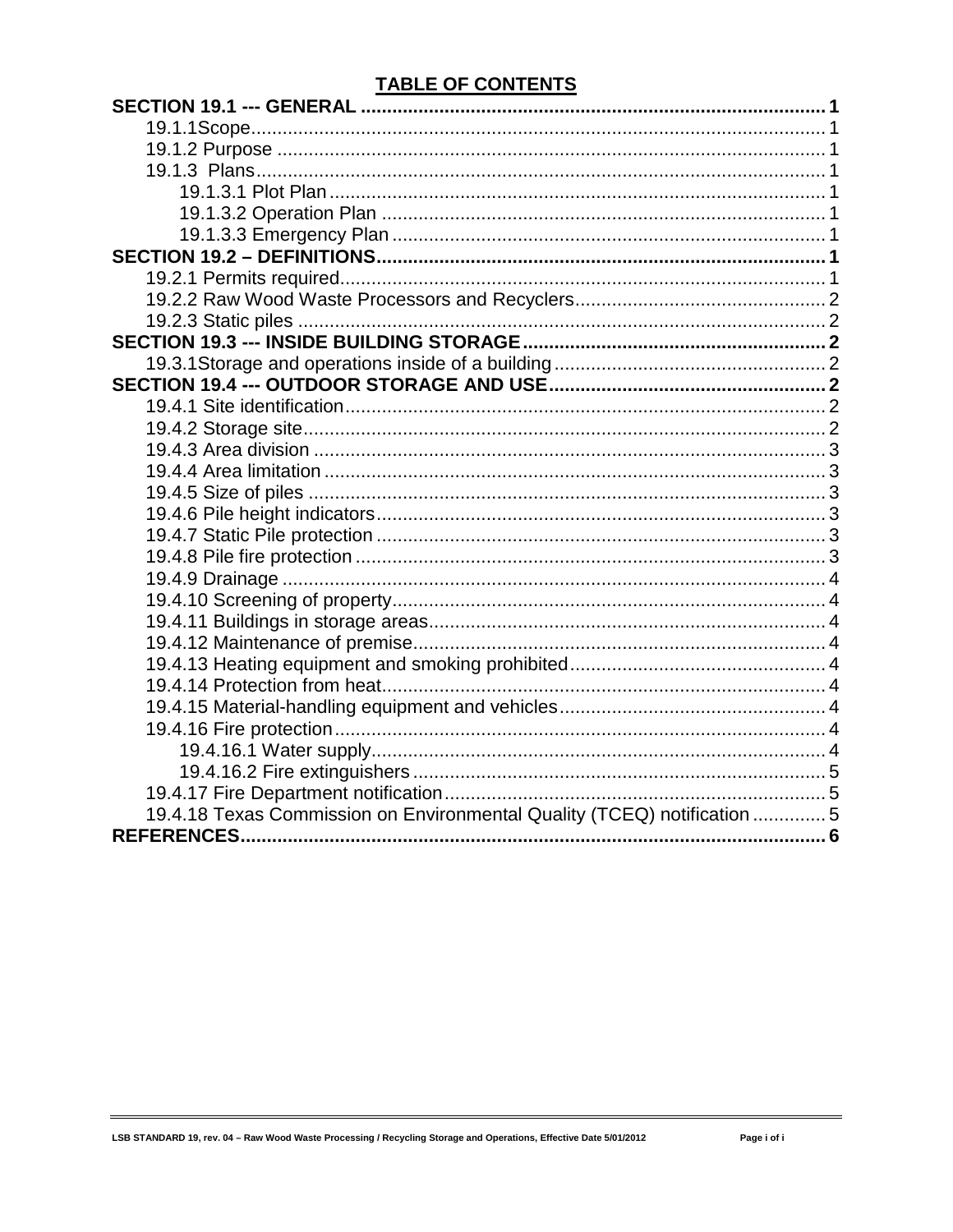# TABLE OF CONTENTS

**SECTION 19.1 --- GENERAL** ........ 1
- 19.1.1Scope ........ 1
- 19.1.2 Purpose ........ 1
- 19.1.3 Plans ........ 1
  - 19.1.3.1 Plot Plan ........ 1
  - 19.1.3.2 Operation Plan ........ 1
  - 19.1.3.3 Emergency Plan ........ 1

**SECTION 19.2 – DEFINITIONS** ........ 1
- 19.2.1 Permits required ........ 1
- 19.2.2 Raw Wood Waste Processors and Recyclers ........ 2
- 19.2.3 Static piles ........ 2

**SECTION 19.3 --- INSIDE BUILDING STORAGE** ........ 2
- 19.3.1Storage and operations inside of a building ........ 2

**SECTION 19.4 --- OUTDOOR STORAGE AND USE** ........ 2
- 19.4.1 Site identification ........ 2
- 19.4.2 Storage site ........ 2
- 19.4.3 Area division ........ 3
- 19.4.4 Area limitation ........ 3
- 19.4.5 Size of piles ........ 3
- 19.4.6 Pile height indicators ........ 3
- 19.4.7 Static Pile protection ........ 3
- 19.4.8 Pile fire protection ........ 3
- 19.4.9 Drainage ........ 4
- 19.4.10 Screening of property ........ 4
- 19.4.11 Buildings in storage areas ........ 4
- 19.4.12 Maintenance of premise ........ 4
- 19.4.13 Heating equipment and smoking prohibited ........ 4
- 19.4.14 Protection from heat ........ 4
- 19.4.15 Material-handling equipment and vehicles ........ 4
- 19.4.16 Fire protection ........ 4
  - 19.4.16.1 Water supply ........ 4
  - 19.4.16.2 Fire extinguishers ........ 5
- 19.4.17 Fire Department notification ........ 5
- 19.4.18 Texas Commission on Environmental Quality (TCEQ) notification ........ 5

**REFERENCES** ........ 6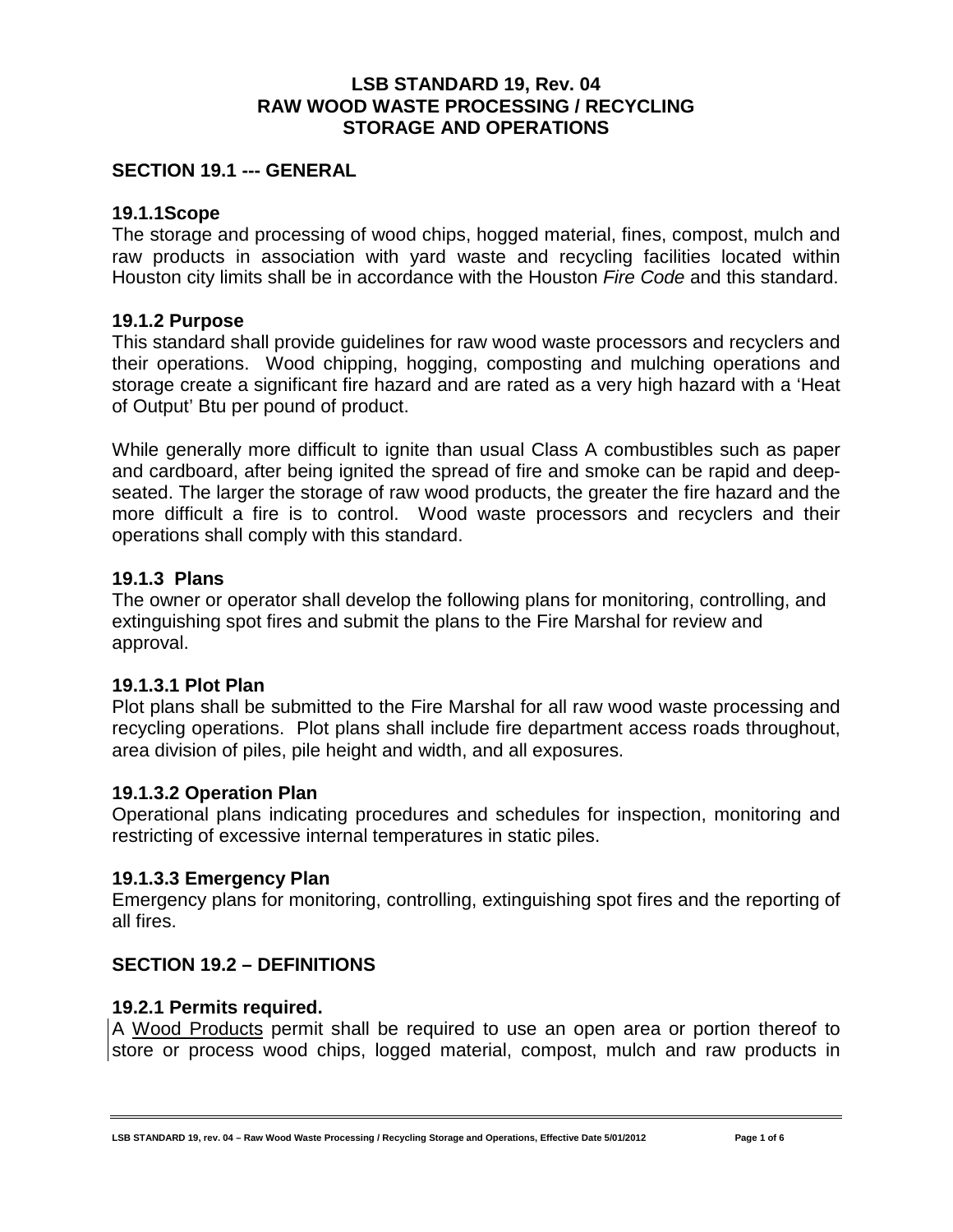**LSB STANDARD 19, Rev. 04**
**RAW WOOD WASTE PROCESSING / RECYCLING**
**STORAGE AND OPERATIONS**

## SECTION 19.1 --- GENERAL

### 19.1.1Scope

The storage and processing of wood chips, hogged material, fines, compost, mulch and raw products in association with yard waste and recycling facilities located within Houston city limits shall be in accordance with the Houston *Fire Code* and this standard.

### 19.1.2 Purpose

This standard shall provide guidelines for raw wood waste processors and recyclers and their operations. Wood chipping, hogging, composting and mulching operations and storage create a significant fire hazard and are rated as a very high hazard with a 'Heat of Output' Btu per pound of product.

While generally more difficult to ignite than usual Class A combustibles such as paper and cardboard, after being ignited the spread of fire and smoke can be rapid and deep-seated. The larger the storage of raw wood products, the greater the fire hazard and the more difficult a fire is to control. Wood waste processors and recyclers and their operations shall comply with this standard.

### 19.1.3 Plans

The owner or operator shall develop the following plans for monitoring, controlling, and extinguishing spot fires and submit the plans to the Fire Marshal for review and approval.

#### 19.1.3.1 Plot Plan

Plot plans shall be submitted to the Fire Marshal for all raw wood waste processing and recycling operations. Plot plans shall include fire department access roads throughout, area division of piles, pile height and width, and all exposures.

#### 19.1.3.2 Operation Plan

Operational plans indicating procedures and schedules for inspection, monitoring and restricting of excessive internal temperatures in static piles.

#### 19.1.3.3 Emergency Plan

Emergency plans for monitoring, controlling, extinguishing spot fires and the reporting of all fires.

## SECTION 19.2 – DEFINITIONS

### 19.2.1 Permits required.

A Wood Products permit shall be required to use an open area or portion thereof to store or process wood chips, logged material, compost, mulch and raw products in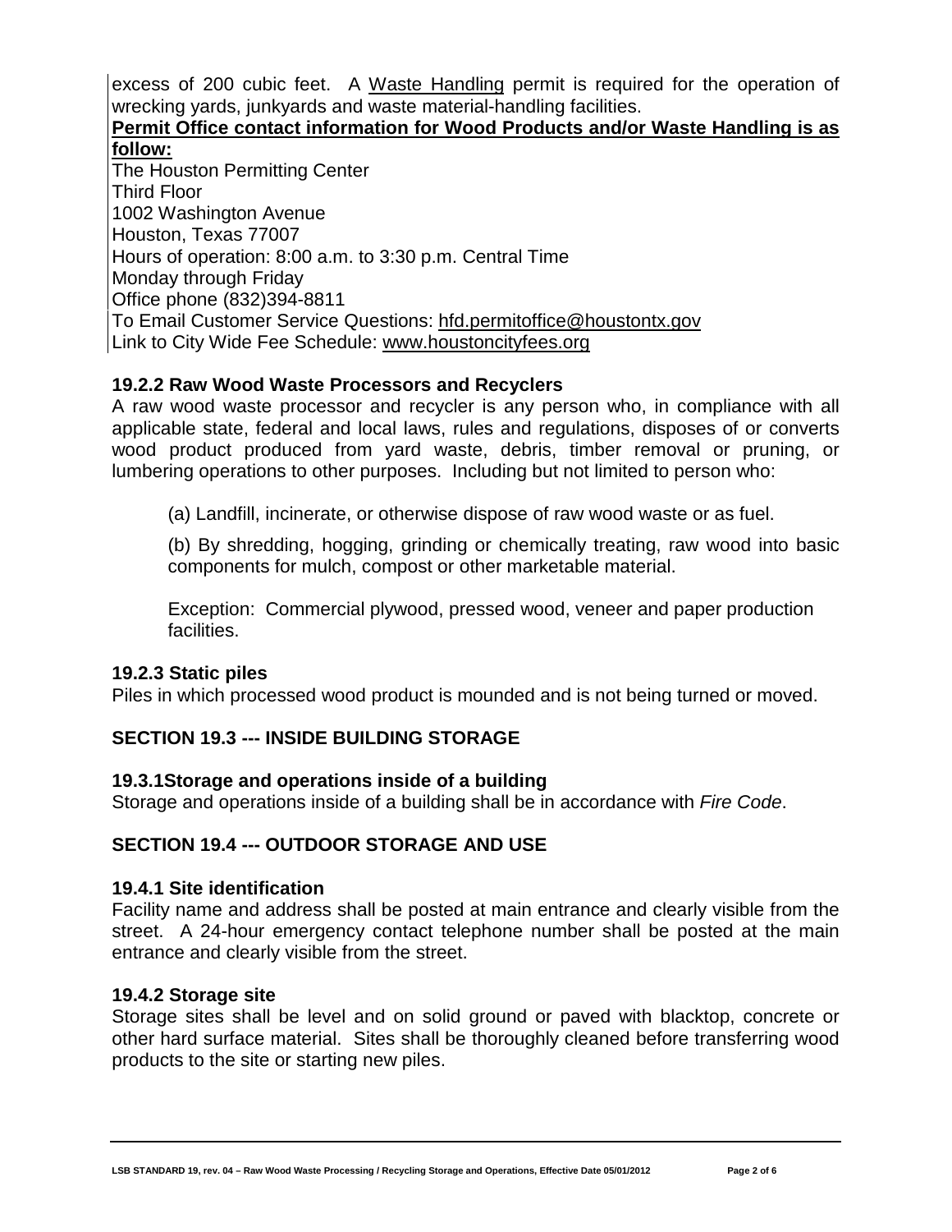excess of 200 cubic feet. A Waste Handling permit is required for the operation of wrecking yards, junkyards and waste material-handling facilities.

**Permit Office contact information for Wood Products and/or Waste Handling is as follow:**

The Houston Permitting Center
Third Floor
1002 Washington Avenue
Houston, Texas 77007
Hours of operation: 8:00 a.m. to 3:30 p.m. Central Time
Monday through Friday
Office phone (832)394-8811
To Email Customer Service Questions: hfd.permitoffice@houstontx.gov
Link to City Wide Fee Schedule: www.houstoncityfees.org

### 19.2.2 Raw Wood Waste Processors and Recyclers

A raw wood waste processor and recycler is any person who, in compliance with all applicable state, federal and local laws, rules and regulations, disposes of or converts wood product produced from yard waste, debris, timber removal or pruning, or lumbering operations to other purposes. Including but not limited to person who:

(a) Landfill, incinerate, or otherwise dispose of raw wood waste or as fuel.

(b) By shredding, hogging, grinding or chemically treating, raw wood into basic components for mulch, compost or other marketable material.

Exception: Commercial plywood, pressed wood, veneer and paper production facilities.

### 19.2.3 Static piles

Piles in which processed wood product is mounded and is not being turned or moved.

## SECTION 19.3 --- INSIDE BUILDING STORAGE

### 19.3.1Storage and operations inside of a building

Storage and operations inside of a building shall be in accordance with *Fire Code*.

## SECTION 19.4 --- OUTDOOR STORAGE AND USE

### 19.4.1 Site identification

Facility name and address shall be posted at main entrance and clearly visible from the street. A 24-hour emergency contact telephone number shall be posted at the main entrance and clearly visible from the street.

### 19.4.2 Storage site

Storage sites shall be level and on solid ground or paved with blacktop, concrete or other hard surface material. Sites shall be thoroughly cleaned before transferring wood products to the site or starting new piles.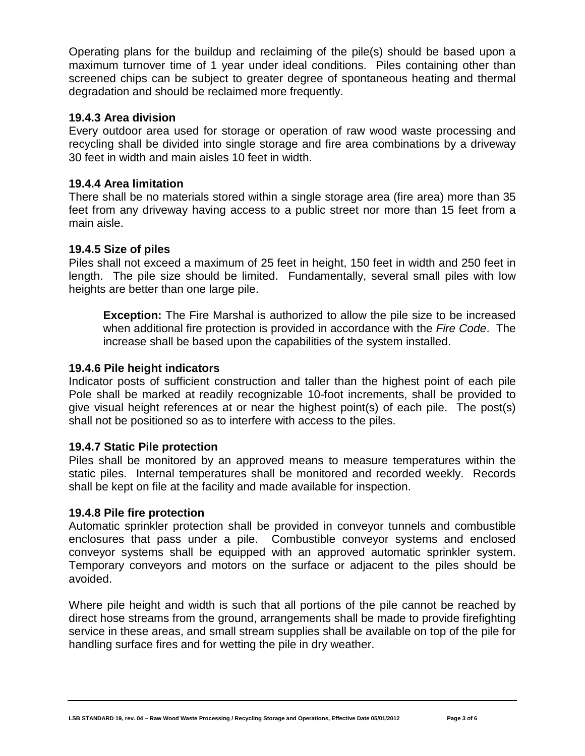Operating plans for the buildup and reclaiming of the pile(s) should be based upon a maximum turnover time of 1 year under ideal conditions. Piles containing other than screened chips can be subject to greater degree of spontaneous heating and thermal degradation and should be reclaimed more frequently.

### 19.4.3 Area division

Every outdoor area used for storage or operation of raw wood waste processing and recycling shall be divided into single storage and fire area combinations by a driveway 30 feet in width and main aisles 10 feet in width.

### 19.4.4 Area limitation

There shall be no materials stored within a single storage area (fire area) more than 35 feet from any driveway having access to a public street nor more than 15 feet from a main aisle.

### 19.4.5 Size of piles

Piles shall not exceed a maximum of 25 feet in height, 150 feet in width and 250 feet in length. The pile size should be limited. Fundamentally, several small piles with low heights are better than one large pile.

> **Exception:** The Fire Marshal is authorized to allow the pile size to be increased when additional fire protection is provided in accordance with the *Fire Code*. The increase shall be based upon the capabilities of the system installed.

### 19.4.6 Pile height indicators

Indicator posts of sufficient construction and taller than the highest point of each pile Pole shall be marked at readily recognizable 10-foot increments, shall be provided to give visual height references at or near the highest point(s) of each pile. The post(s) shall not be positioned so as to interfere with access to the piles.

### 19.4.7 Static Pile protection

Piles shall be monitored by an approved means to measure temperatures within the static piles. Internal temperatures shall be monitored and recorded weekly. Records shall be kept on file at the facility and made available for inspection.

### 19.4.8 Pile fire protection

Automatic sprinkler protection shall be provided in conveyor tunnels and combustible enclosures that pass under a pile. Combustible conveyor systems and enclosed conveyor systems shall be equipped with an approved automatic sprinkler system. Temporary conveyors and motors on the surface or adjacent to the piles should be avoided.

Where pile height and width is such that all portions of the pile cannot be reached by direct hose streams from the ground, arrangements shall be made to provide firefighting service in these areas, and small stream supplies shall be available on top of the pile for handling surface fires and for wetting the pile in dry weather.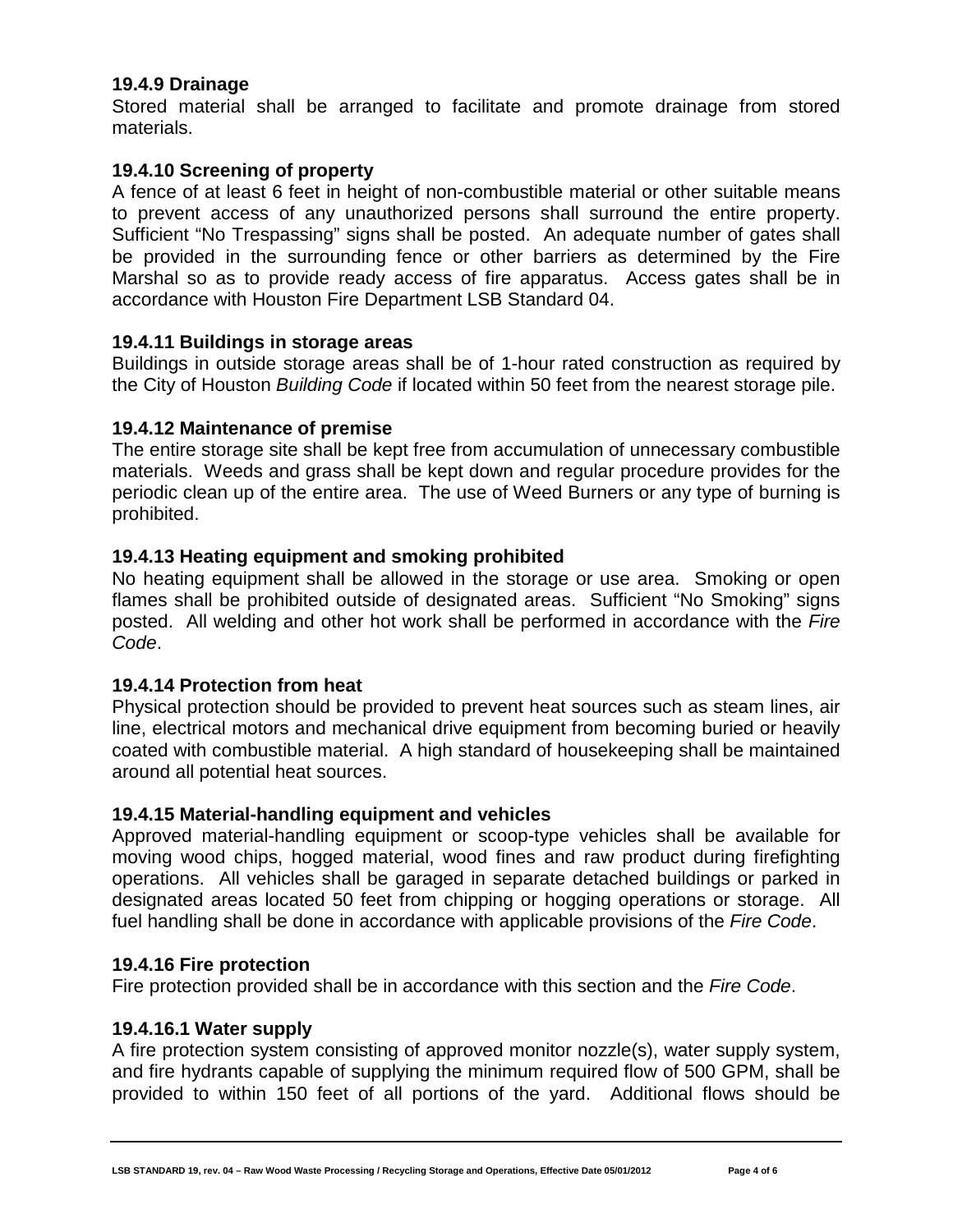### 19.4.9 Drainage

Stored material shall be arranged to facilitate and promote drainage from stored materials.

### 19.4.10 Screening of property

A fence of at least 6 feet in height of non-combustible material or other suitable means to prevent access of any unauthorized persons shall surround the entire property. Sufficient "No Trespassing" signs shall be posted. An adequate number of gates shall be provided in the surrounding fence or other barriers as determined by the Fire Marshal so as to provide ready access of fire apparatus. Access gates shall be in accordance with Houston Fire Department LSB Standard 04.

### 19.4.11 Buildings in storage areas

Buildings in outside storage areas shall be of 1-hour rated construction as required by the City of Houston *Building Code* if located within 50 feet from the nearest storage pile.

### 19.4.12 Maintenance of premise

The entire storage site shall be kept free from accumulation of unnecessary combustible materials. Weeds and grass shall be kept down and regular procedure provides for the periodic clean up of the entire area. The use of Weed Burners or any type of burning is prohibited.

### 19.4.13 Heating equipment and smoking prohibited

No heating equipment shall be allowed in the storage or use area. Smoking or open flames shall be prohibited outside of designated areas. Sufficient "No Smoking" signs posted. All welding and other hot work shall be performed in accordance with the *Fire Code*.

### 19.4.14 Protection from heat

Physical protection should be provided to prevent heat sources such as steam lines, air line, electrical motors and mechanical drive equipment from becoming buried or heavily coated with combustible material. A high standard of housekeeping shall be maintained around all potential heat sources.

### 19.4.15 Material-handling equipment and vehicles

Approved material-handling equipment or scoop-type vehicles shall be available for moving wood chips, hogged material, wood fines and raw product during firefighting operations. All vehicles shall be garaged in separate detached buildings or parked in designated areas located 50 feet from chipping or hogging operations or storage. All fuel handling shall be done in accordance with applicable provisions of the *Fire Code*.

### 19.4.16 Fire protection

Fire protection provided shall be in accordance with this section and the *Fire Code*.

### 19.4.16.1 Water supply

A fire protection system consisting of approved monitor nozzle(s), water supply system, and fire hydrants capable of supplying the minimum required flow of 500 GPM, shall be provided to within 150 feet of all portions of the yard. Additional flows should be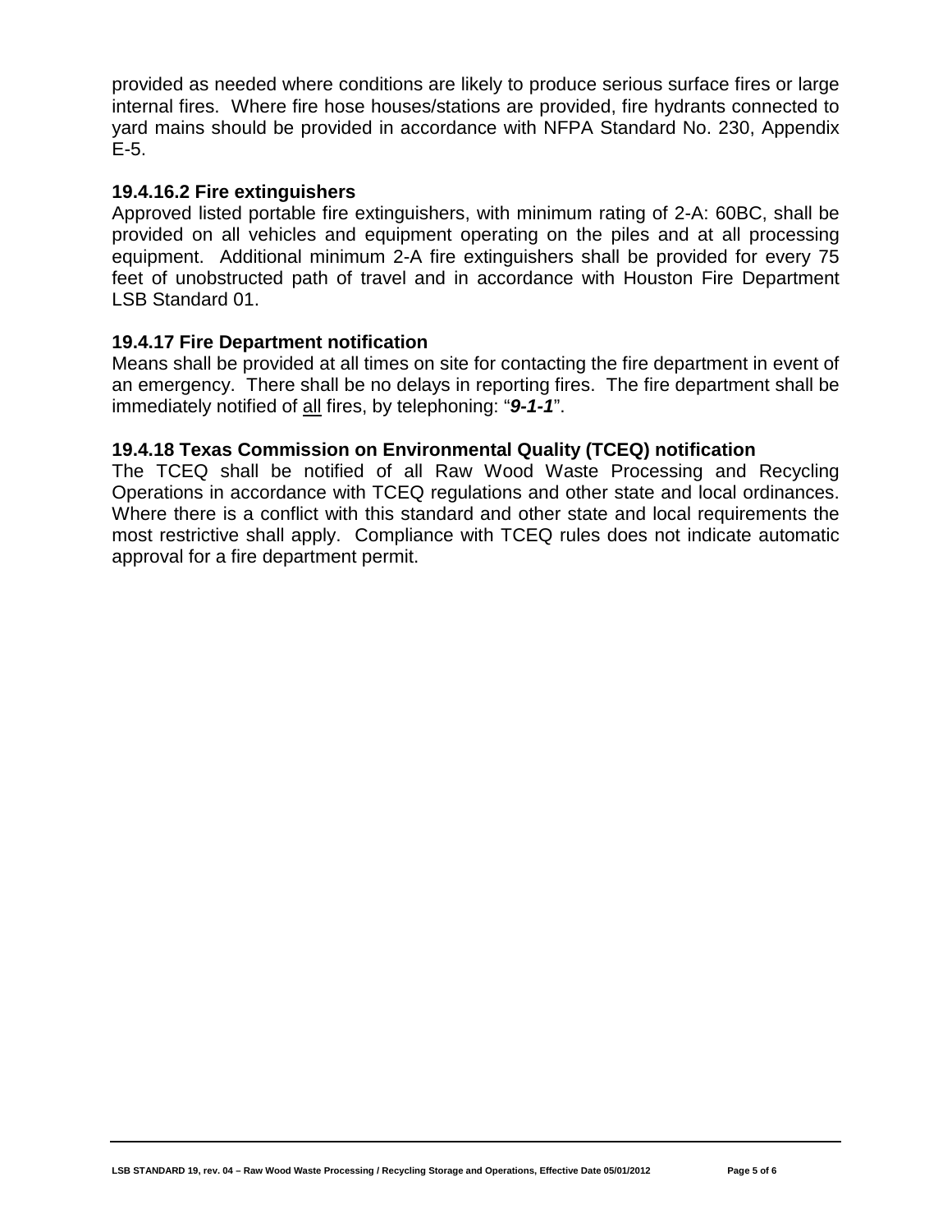provided as needed where conditions are likely to produce serious surface fires or large internal fires. Where fire hose houses/stations are provided, fire hydrants connected to yard mains should be provided in accordance with NFPA Standard No. 230, Appendix E-5.

### 19.4.16.2 Fire extinguishers

Approved listed portable fire extinguishers, with minimum rating of 2-A: 60BC, shall be provided on all vehicles and equipment operating on the piles and at all processing equipment. Additional minimum 2-A fire extinguishers shall be provided for every 75 feet of unobstructed path of travel and in accordance with Houston Fire Department LSB Standard 01.

### 19.4.17 Fire Department notification

Means shall be provided at all times on site for contacting the fire department in event of an emergency. There shall be no delays in reporting fires. The fire department shall be immediately notified of <u>all</u> fires, by telephoning: "***9-1-1***".

### 19.4.18 Texas Commission on Environmental Quality (TCEQ) notification

The TCEQ shall be notified of all Raw Wood Waste Processing and Recycling Operations in accordance with TCEQ regulations and other state and local ordinances. Where there is a conflict with this standard and other state and local requirements the most restrictive shall apply. Compliance with TCEQ rules does not indicate automatic approval for a fire department permit.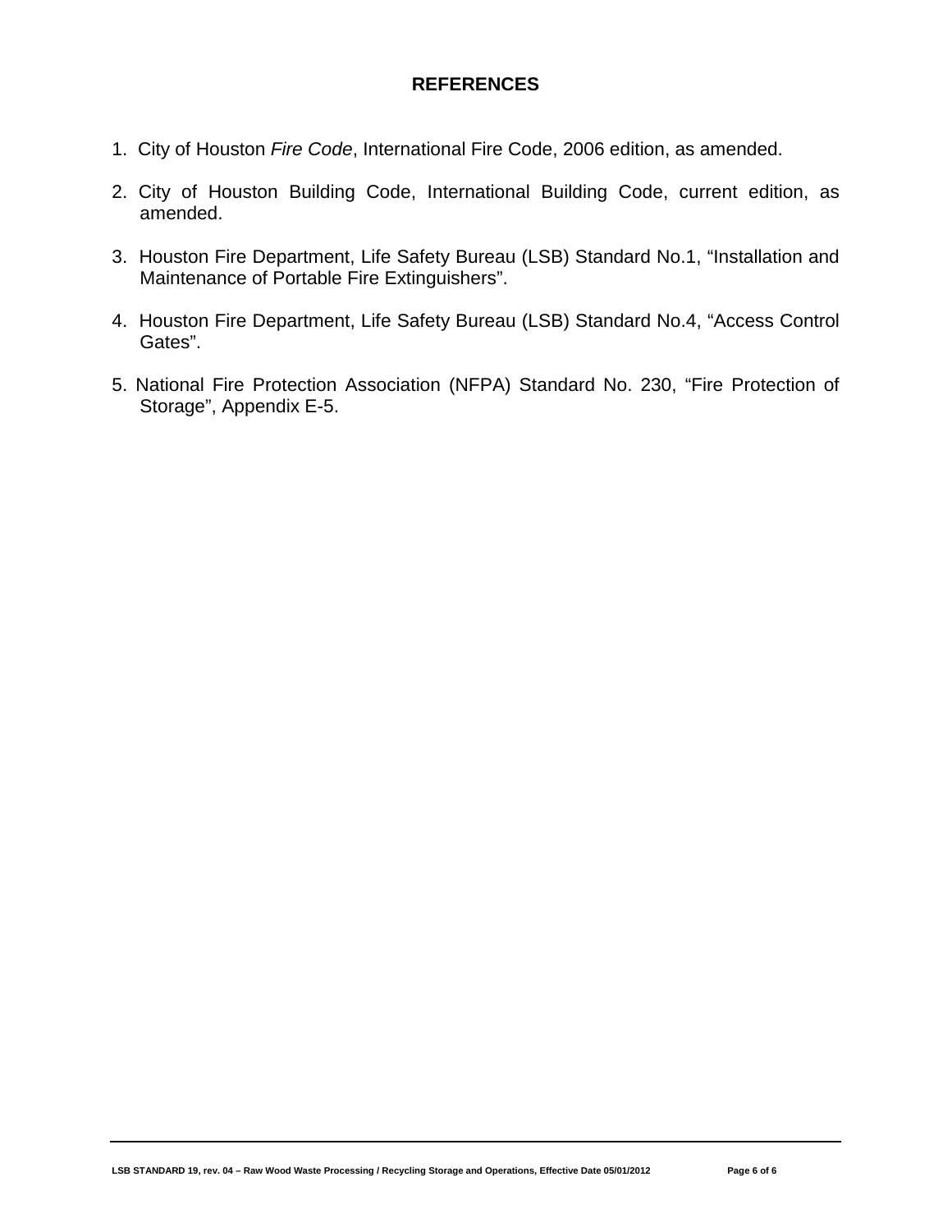## REFERENCES

1. City of Houston *Fire Code*, International Fire Code, 2006 edition, as amended.

2. City of Houston Building Code, International Building Code, current edition, as amended.

3. Houston Fire Department, Life Safety Bureau (LSB) Standard No.1, “Installation and Maintenance of Portable Fire Extinguishers”.

4. Houston Fire Department, Life Safety Bureau (LSB) Standard No.4, “Access Control Gates”.

5. National Fire Protection Association (NFPA) Standard No. 230, “Fire Protection of Storage”, Appendix E-5.